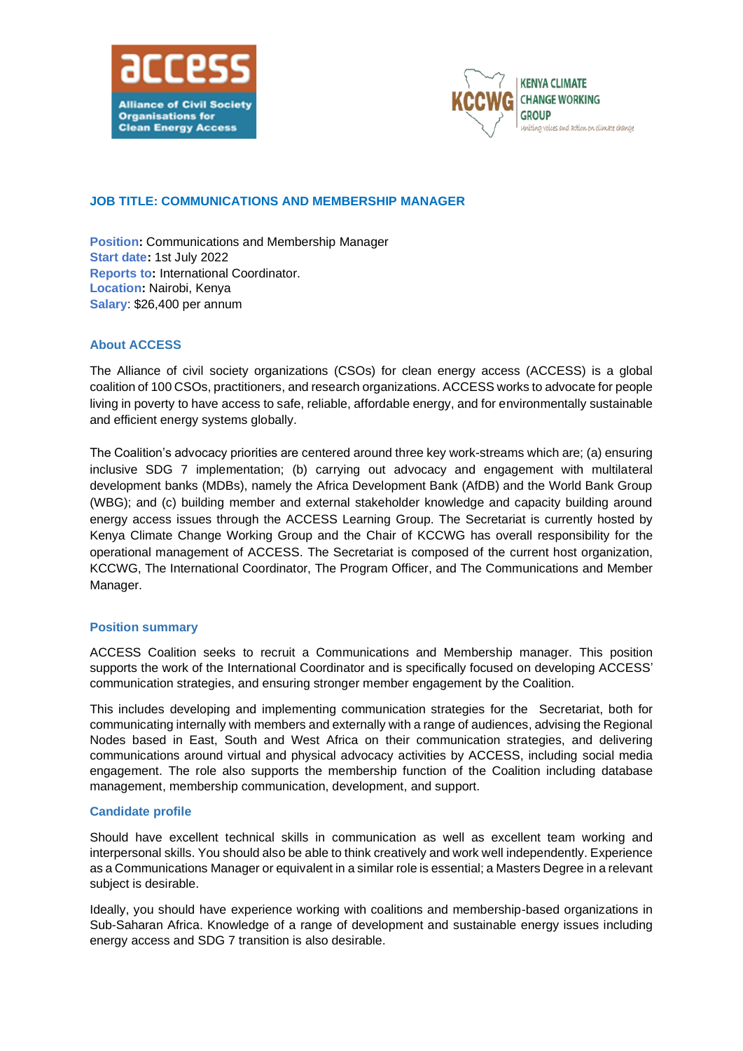## JOB TITLE: COMMUNICATIONS AND MEMBERSHIP MANAGER

**Position:** Communications and Membership Manager
**Start date:** 1st July 2022
**Reports to:** International Coordinator.
**Location:** Nairobi, Kenya
**Salary**: $26,400 per annum

### About ACCESS

The Alliance of civil society organizations (CSOs) for clean energy access (ACCESS) is a global coalition of 100 CSOs, practitioners, and research organizations. ACCESS works to advocate for people living in poverty to have access to safe, reliable, affordable energy, and for environmentally sustainable and efficient energy systems globally.

The Coalition's advocacy priorities are centered around three key work-streams which are; (a) ensuring inclusive SDG 7 implementation; (b) carrying out advocacy and engagement with multilateral development banks (MDBs), namely the Africa Development Bank (AfDB) and the World Bank Group (WBG); and (c) building member and external stakeholder knowledge and capacity building around energy access issues through the ACCESS Learning Group. The Secretariat is currently hosted by Kenya Climate Change Working Group and the Chair of KCCWG has overall responsibility for the operational management of ACCESS. The Secretariat is composed of the current host organization, KCCWG, The International Coordinator, The Program Officer, and The Communications and Member Manager.

### Position summary

ACCESS Coalition seeks to recruit a Communications and Membership manager. This position supports the work of the International Coordinator and is specifically focused on developing ACCESS' communication strategies, and ensuring stronger member engagement by the Coalition.

This includes developing and implementing communication strategies for the Secretariat, both for communicating internally with members and externally with a range of audiences, advising the Regional Nodes based in East, South and West Africa on their communication strategies, and delivering communications around virtual and physical advocacy activities by ACCESS, including social media engagement. The role also supports the membership function of the Coalition including database management, membership communication, development, and support.

### Candidate profile

Should have excellent technical skills in communication as well as excellent team working and interpersonal skills. You should also be able to think creatively and work well independently. Experience as a Communications Manager or equivalent in a similar role is essential; a Masters Degree in a relevant subject is desirable.

Ideally, you should have experience working with coalitions and membership-based organizations in Sub-Saharan Africa. Knowledge of a range of development and sustainable energy issues including energy access and SDG 7 transition is also desirable.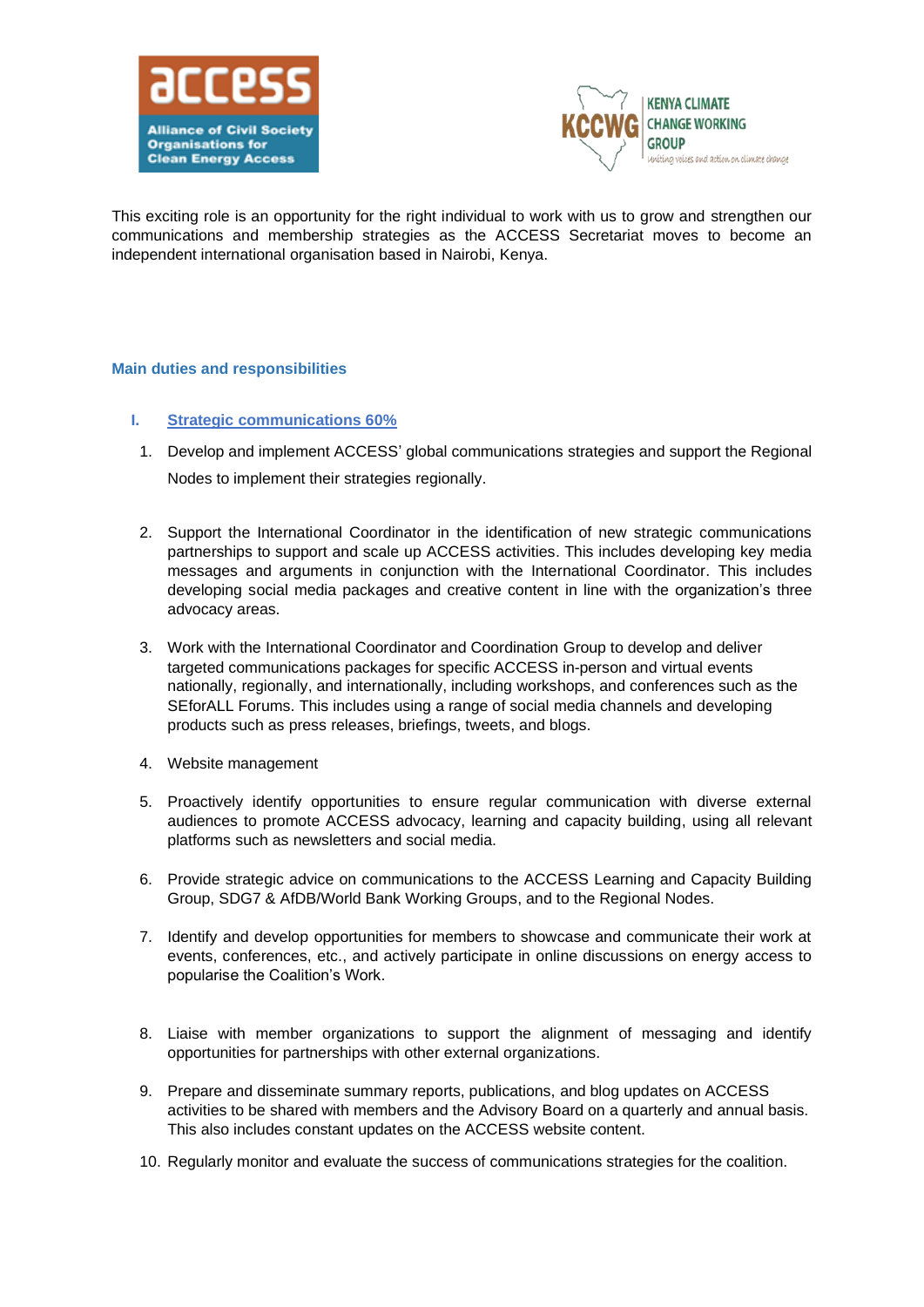This exciting role is an opportunity for the right individual to work with us to grow and strengthen our communications and membership strategies as the ACCESS Secretariat moves to become an independent international organisation based in Nairobi, Kenya.

## Main duties and responsibilities

### I. Strategic communications 60%

1. Develop and implement ACCESS' global communications strategies and support the Regional Nodes to implement their strategies regionally.

2. Support the International Coordinator in the identification of new strategic communications partnerships to support and scale up ACCESS activities. This includes developing key media messages and arguments in conjunction with the International Coordinator. This includes developing social media packages and creative content in line with the organization's three advocacy areas.

3. Work with the International Coordinator and Coordination Group to develop and deliver targeted communications packages for specific ACCESS in-person and virtual events nationally, regionally, and internationally, including workshops, and conferences such as the SEforALL Forums. This includes using a range of social media channels and developing products such as press releases, briefings, tweets, and blogs.

4. Website management

5. Proactively identify opportunities to ensure regular communication with diverse external audiences to promote ACCESS advocacy, learning and capacity building, using all relevant platforms such as newsletters and social media.

6. Provide strategic advice on communications to the ACCESS Learning and Capacity Building Group, SDG7 & AfDB/World Bank Working Groups, and to the Regional Nodes.

7. Identify and develop opportunities for members to showcase and communicate their work at events, conferences, etc., and actively participate in online discussions on energy access to popularise the Coalition's Work.

8. Liaise with member organizations to support the alignment of messaging and identify opportunities for partnerships with other external organizations.

9. Prepare and disseminate summary reports, publications, and blog updates on ACCESS activities to be shared with members and the Advisory Board on a quarterly and annual basis. This also includes constant updates on the ACCESS website content.

10. Regularly monitor and evaluate the success of communications strategies for the coalition.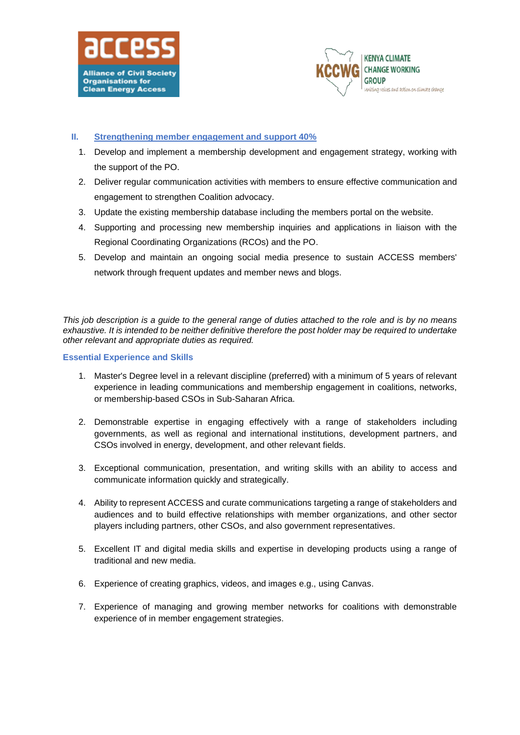## II. Strengthening member engagement and support 40%

1. Develop and implement a membership development and engagement strategy, working with the support of the PO.
2. Deliver regular communication activities with members to ensure effective communication and engagement to strengthen Coalition advocacy.
3. Update the existing membership database including the members portal on the website.
4. Supporting and processing new membership inquiries and applications in liaison with the Regional Coordinating Organizations (RCOs) and the PO.
5. Develop and maintain an ongoing social media presence to sustain ACCESS members' network through frequent updates and member news and blogs.

*This job description is a guide to the general range of duties attached to the role and is by no means exhaustive. It is intended to be neither definitive therefore the post holder may be required to undertake other relevant and appropriate duties as required.*

### Essential Experience and Skills

1. Master's Degree level in a relevant discipline (preferred) with a minimum of 5 years of relevant experience in leading communications and membership engagement in coalitions, networks, or membership-based CSOs in Sub-Saharan Africa.

2. Demonstrable expertise in engaging effectively with a range of stakeholders including governments, as well as regional and international institutions, development partners, and CSOs involved in energy, development, and other relevant fields.

3. Exceptional communication, presentation, and writing skills with an ability to access and communicate information quickly and strategically.

4. Ability to represent ACCESS and curate communications targeting a range of stakeholders and audiences and to build effective relationships with member organizations, and other sector players including partners, other CSOs, and also government representatives.

5. Excellent IT and digital media skills and expertise in developing products using a range of traditional and new media.

6. Experience of creating graphics, videos, and images e.g., using Canvas.

7. Experience of managing and growing member networks for coalitions with demonstrable experience of in member engagement strategies.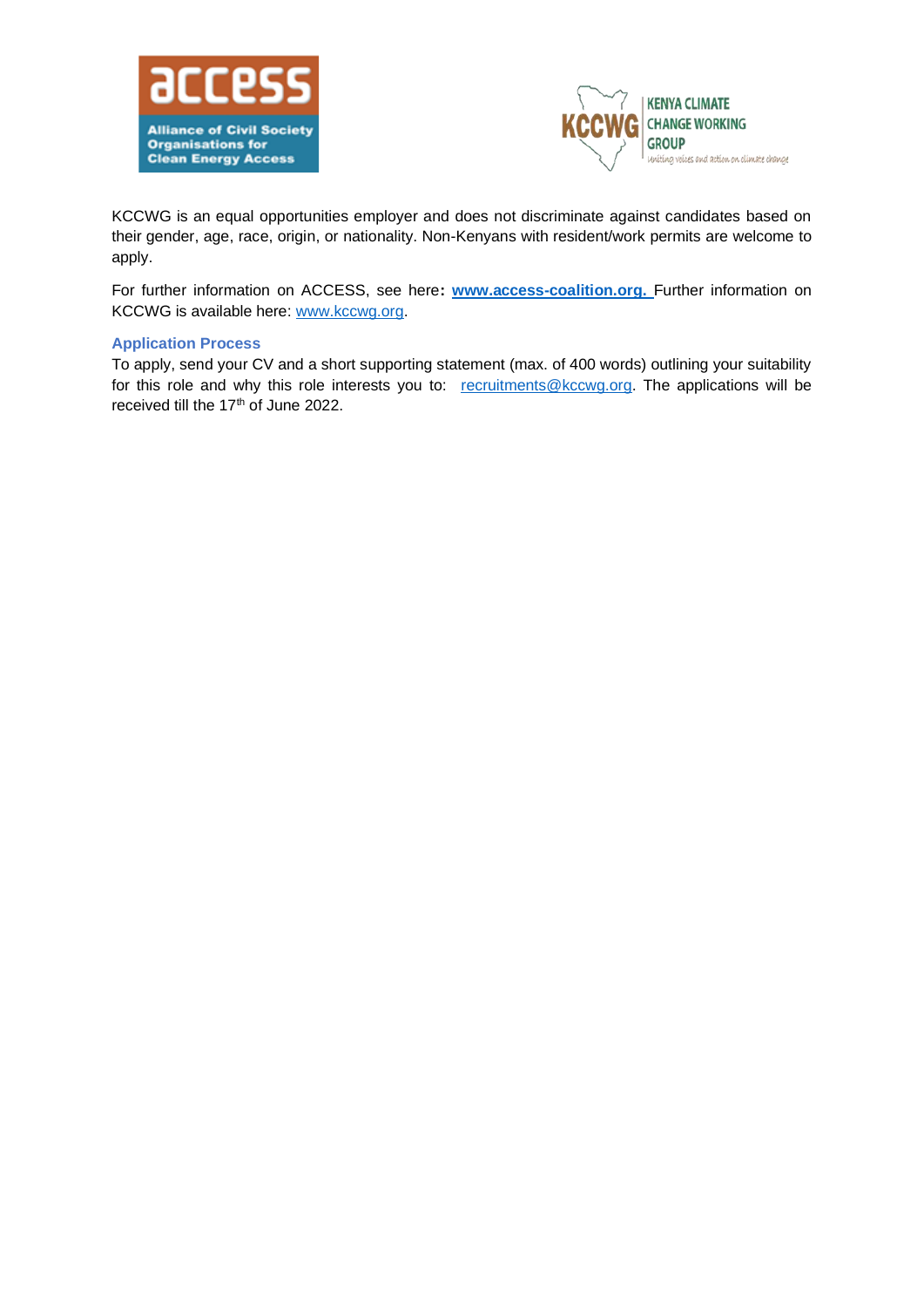KCCWG is an equal opportunities employer and does not discriminate against candidates based on their gender, age, race, origin, or nationality. Non-Kenyans with resident/work permits are welcome to apply.

For further information on ACCESS, see here**:** **www.access-coalition.org.** Further information on KCCWG is available here: www.kccwg.org.

### Application Process

To apply, send your CV and a short supporting statement (max. of 400 words) outlining your suitability for this role and why this role interests you to: recruitments@kccwg.org. The applications will be received till the 17th of June 2022.